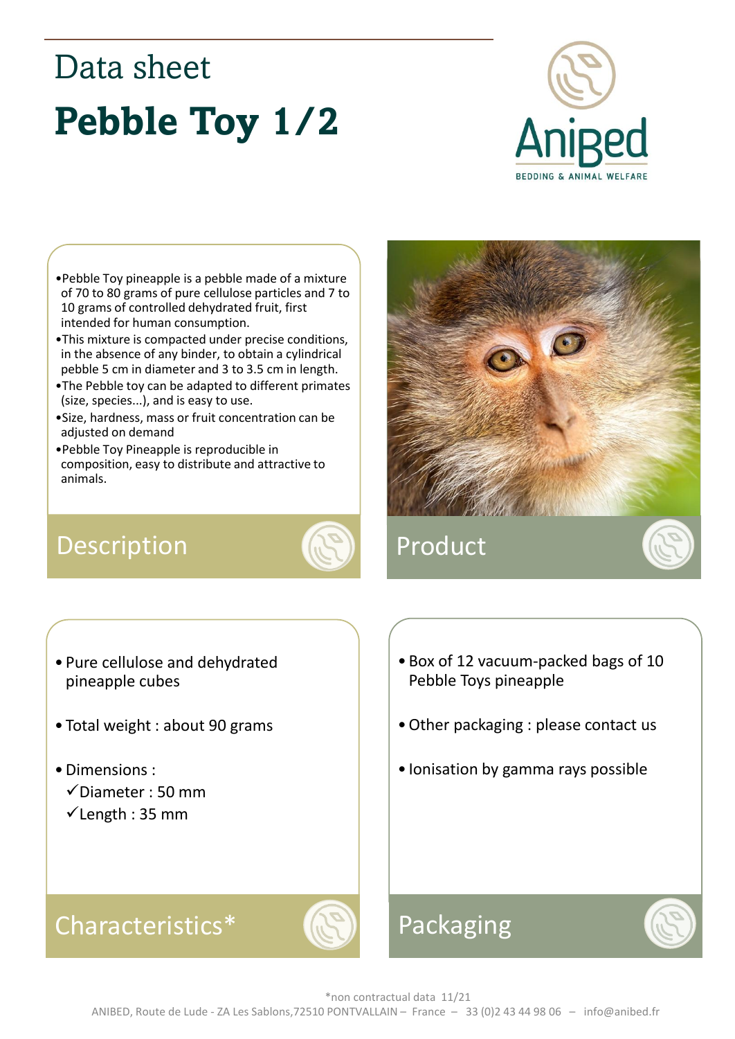# Data sheet

# Pebble Toy 1/2

AniBed
BEDDING & ANIMAL WELFARE

## Description

- Pebble Toy pineapple is a pebble made of a mixture of 70 to 80 grams of pure cellulose particles and 7 to 10 grams of controlled dehydrated fruit, first intended for human consumption.
- This mixture is compacted under precise conditions, in the absence of any binder, to obtain a cylindrical pebble 5 cm in diameter and 3 to 3.5 cm in length.
- The Pebble toy can be adapted to different primates (size, species...), and is easy to use.
- Size, hardness, mass or fruit concentration can be adjusted on demand
- Pebble Toy Pineapple is reproducible in composition, easy to distribute and attractive to animals.

## Product

## Characteristics*

- Pure cellulose and dehydrated pineapple cubes
- Total weight : about 90 grams
- Dimensions :
  - ✓Diameter : 50 mm
  - ✓Length : 35 mm

## Packaging

- Box of 12 vacuum-packed bags of 10 Pebble Toys pineapple
- Other packaging : please contact us
- Ionisation by gamma rays possible

*non contractual data 11/21

ANIBED, Route de Lude - ZA Les Sablons,72510 PONTVALLAIN – France – 33 (0)2 43 44 98 06 – info@anibed.fr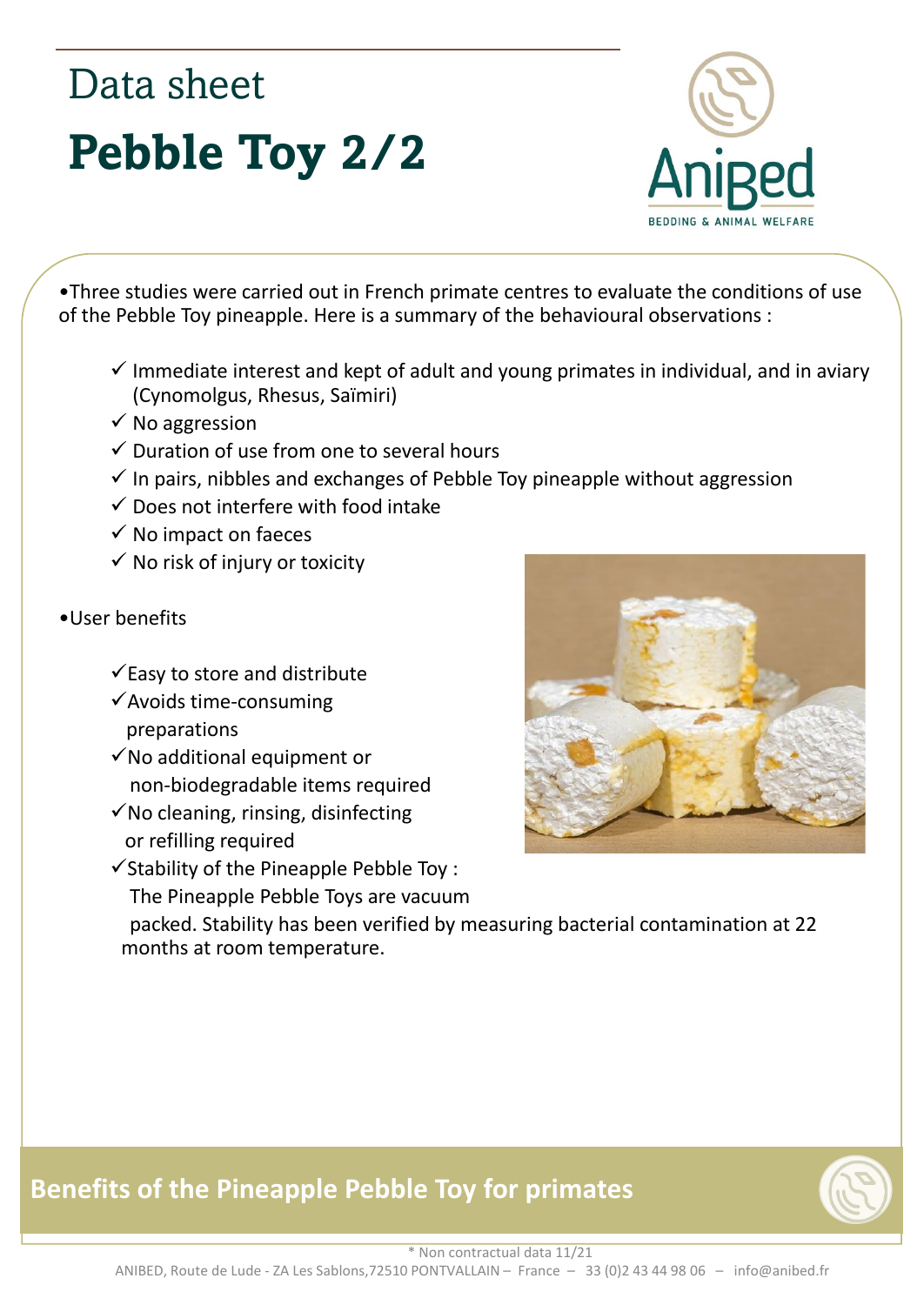# Data sheet

# Pebble Toy 2/2

AniBed
BEDDING & ANIMAL WELFARE

•Three studies were carried out in French primate centres to evaluate the conditions of use of the Pebble Toy pineapple. Here is a summary of the behavioural observations :

- ✓ Immediate interest and kept of adult and young primates in individual, and in aviary (Cynomolgus, Rhesus, Saïmiri)
- ✓ No aggression
- ✓ Duration of use from one to several hours
- ✓ In pairs, nibbles and exchanges of Pebble Toy pineapple without aggression
- ✓ Does not interfere with food intake
- ✓ No impact on faeces
- ✓ No risk of injury or toxicity

•User benefits

- ✓ Easy to store and distribute
- ✓ Avoids time-consuming preparations
- ✓ No additional equipment or non-biodegradable items required
- ✓ No cleaning, rinsing, disinfecting or refilling required
- ✓ Stability of the Pineapple Pebble Toy : The Pineapple Pebble Toys are vacuum packed. Stability has been verified by measuring bacterial contamination at 22 months at room temperature.

## Benefits of the Pineapple Pebble Toy for primates

* Non contractual data 11/21

ANIBED, Route de Lude - ZA Les Sablons,72510 PONTVALLAIN – France – 33 (0)2 43 44 98 06 – info@anibed.fr